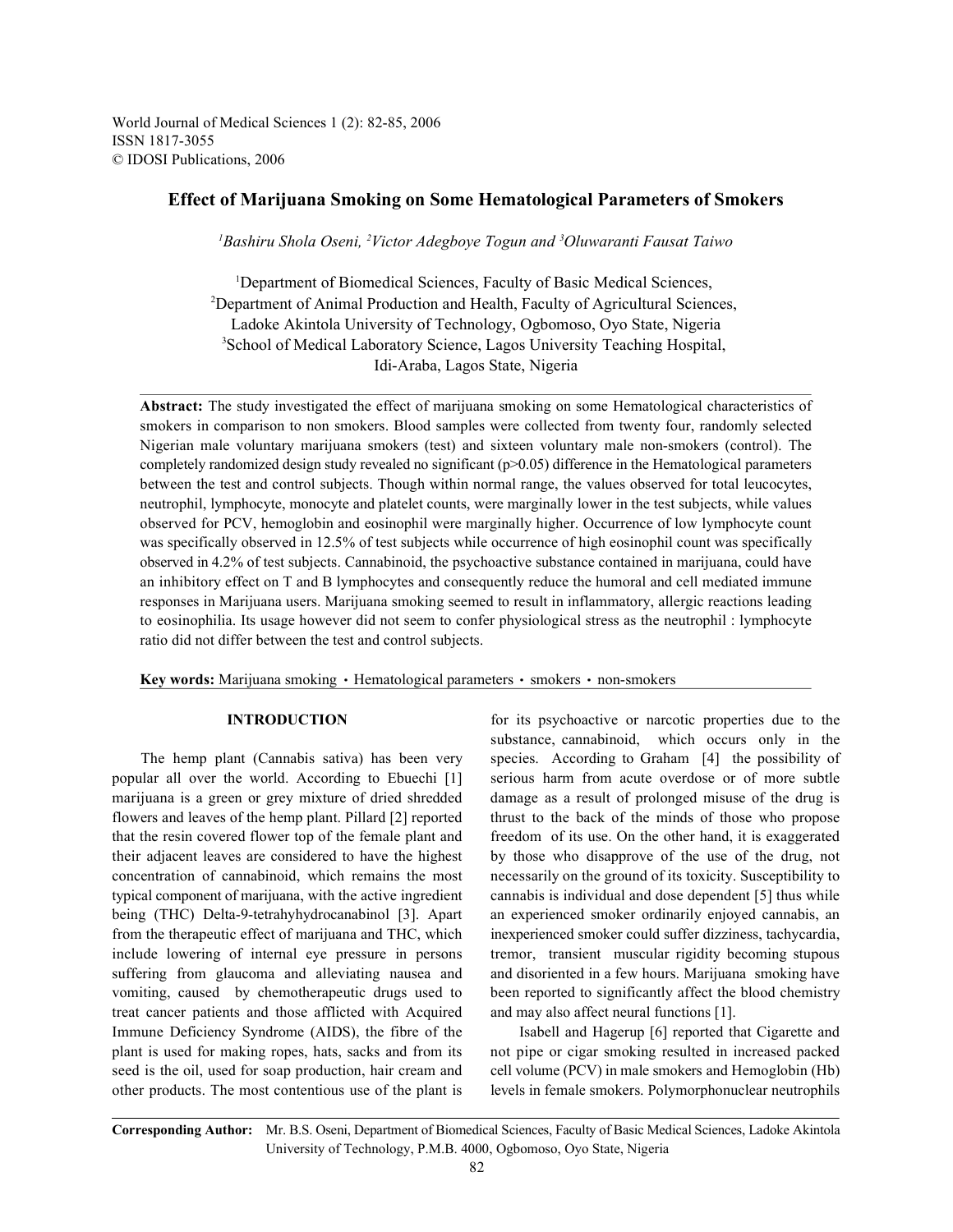# Effect of Marijuana Smoking on Some Hematological Parameters of Smokers

*[1]Bashiru Shola Oseni, [2]Victor Adegboye Togun and [3]Oluwaranti Fausat Taiwo*

[1]Department of Biomedical Sciences, Faculty of Basic Medical Sciences,
[2]Department of Animal Production and Health, Faculty of Agricultural Sciences,
Ladoke Akintola University of Technology, Ogbomoso, Oyo State, Nigeria
[3]School of Medical Laboratory Science, Lagos University Teaching Hospital,
Idi-Araba, Lagos State, Nigeria

**Abstract:** The study investigated the effect of marijuana smoking on some Hematological characteristics of smokers in comparison to non smokers. Blood samples were collected from twenty four, randomly selected Nigerian male voluntary marijuana smokers (test) and sixteen voluntary male non-smokers (control). The completely randomized design study revealed no significant ($p>0.05$) difference in the Hematological parameters between the test and control subjects. Though within normal range, the values observed for total leucocytes, neutrophil, lymphocyte, monocyte and platelet counts, were marginally lower in the test subjects, while values observed for PCV, hemoglobin and eosinophil were marginally higher. Occurrence of low lymphocyte count was specifically observed in 12.5% of test subjects while occurrence of high eosinophil count was specifically observed in 4.2% of test subjects. Cannabinoid, the psychoactive substance contained in marijuana, could have an inhibitory effect on T and B lymphocytes and consequently reduce the humoral and cell mediated immune responses in Marijuana users. Marijuana smoking seemed to result in inflammatory, allergic reactions leading to eosinophilia. Its usage however did not seem to confer physiological stress as the neutrophil : lymphocyte ratio did not differ between the test and control subjects.

**Key words:** Marijuana smoking • Hematological parameters • smokers • non-smokers

## INTRODUCTION

The hemp plant (Cannabis sativa) has been very popular all over the world. According to Ebuechi [1] marijuana is a green or grey mixture of dried shredded flowers and leaves of the hemp plant. Pillard [2] reported that the resin covered flower top of the female plant and their adjacent leaves are considered to have the highest concentration of cannabinoid, which remains the most typical component of marijuana, with the active ingredient being (THC) Delta-9-tetrahyhydrocanabinol [3]. Apart from the therapeutic effect of marijuana and THC, which include lowering of internal eye pressure in persons suffering from glaucoma and alleviating nausea and vomiting, caused by chemotherapeutic drugs used to treat cancer patients and those afflicted with Acquired Immune Deficiency Syndrome (AIDS), the fibre of the plant is used for making ropes, hats, sacks and from its seed is the oil, used for soap production, hair cream and other products. The most contentious use of the plant is for its psychoactive or narcotic properties due to the substance, cannabinoid, which occurs only in the species. According to Graham [4] the possibility of serious harm from acute overdose or of more subtle damage as a result of prolonged misuse of the drug is thrust to the back of the minds of those who propose freedom of its use. On the other hand, it is exaggerated by those who disapprove of the use of the drug, not necessarily on the ground of its toxicity. Susceptibility to cannabis is individual and dose dependent [5] thus while an experienced smoker ordinarily enjoyed cannabis, an inexperienced smoker could suffer dizziness, tachycardia, tremor, transient muscular rigidity becoming stupous and disoriented in a few hours. Marijuana smoking have been reported to significantly affect the blood chemistry and may also affect neural functions [1].

Isabell and Hagerup [6] reported that Cigarette and not pipe or cigar smoking resulted in increased packed cell volume (PCV) in male smokers and Hemoglobin (Hb) levels in female smokers. Polymorphonuclear neutrophils

**Corresponding Author:** Mr. B.S. Oseni, Department of Biomedical Sciences, Faculty of Basic Medical Sciences, Ladoke Akintola University of Technology, P.M.B. 4000, Ogbomoso, Oyo State, Nigeria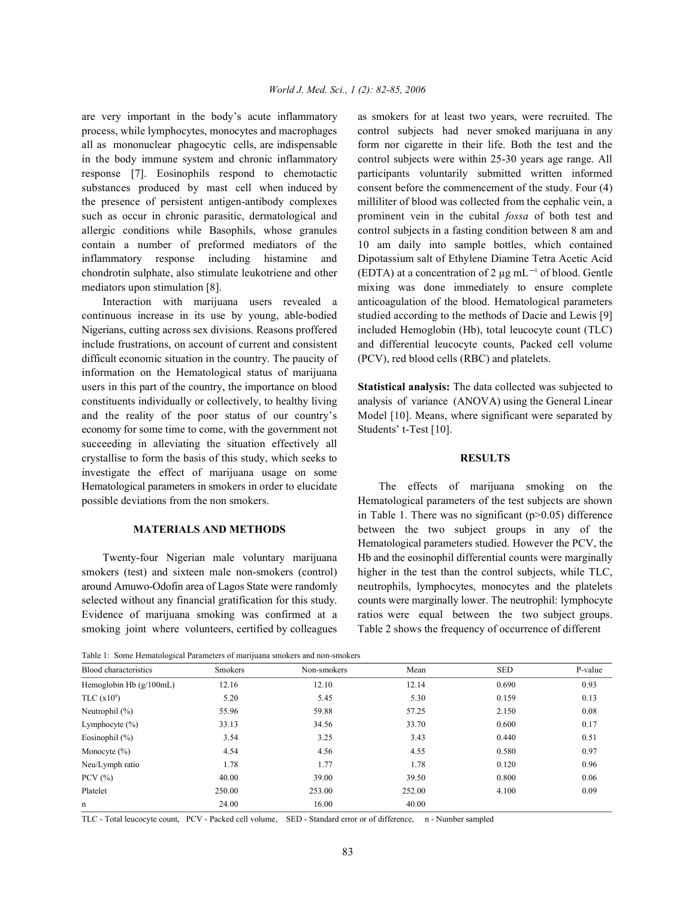are very important in the body's acute inflammatory process, while lymphocytes, monocytes and macrophages all as mononuclear phagocytic cells, are indispensable in the body immune system and chronic inflammatory response [7]. Eosinophils respond to chemotactic substances produced by mast cell when induced by the presence of persistent antigen-antibody complexes such as occur in chronic parasitic, dermatological and allergic conditions while Basophils, whose granules contain a number of preformed mediators of the inflammatory response including histamine and chondrotin sulphate, also stimulate leukotriene and other mediators upon stimulation [8].

Interaction with marijuana users revealed a continuous increase in its use by young, able-bodied Nigerians, cutting across sex divisions. Reasons proffered include frustrations, on account of current and consistent difficult economic situation in the country. The paucity of information on the Hematological status of marijuana users in this part of the country, the importance on blood constituents individually or collectively, to healthy living and the reality of the poor status of our country's economy for some time to come, with the government not succeeding in alleviating the situation effectively all crystallise to form the basis of this study, which seeks to investigate the effect of marijuana usage on some Hematological parameters in smokers in order to elucidate possible deviations from the non smokers.

## MATERIALS AND METHODS

Twenty-four Nigerian male voluntary marijuana smokers (test) and sixteen male non-smokers (control) around Amuwo-Odofin area of Lagos State were randomly selected without any financial gratification for this study. Evidence of marijuana smoking was confirmed at a smoking joint where volunteers, certified by colleagues as smokers for at least two years, were recruited. The control subjects had never smoked marijuana in any form nor cigarette in their life. Both the test and the control subjects were within 25-30 years age range. All participants voluntarily submitted written informed consent before the commencement of the study. Four (4) milliliter of blood was collected from the cephalic vein, a prominent vein in the cubital *fossa* of both test and control subjects in a fasting condition between 8 am and 10 am daily into sample bottles, which contained Dipotassium salt of Ethylene Diamine Tetra Acetic Acid (EDTA) at a concentration of 2 µg $mL^{-1}$ of blood. Gentle mixing was done immediately to ensure complete anticoagulation of the blood. Hematological parameters studied according to the methods of Dacie and Lewis [9] included Hemoglobin (Hb), total leucocyte count (TLC) and differential leucocyte counts, Packed cell volume (PCV), red blood cells (RBC) and platelets.

**Statistical analysis:** The data collected was subjected to analysis of variance (ANOVA) using the General Linear Model [10]. Means, where significant were separated by Students' t-Test [10].

## RESULTS

The effects of marijuana smoking on the Hematological parameters of the test subjects are shown in Table 1. There was no significant ($p>0.05$) difference between the two subject groups in any of the Hematological parameters studied. However the PCV, the Hb and the eosinophil differential counts were marginally higher in the test than the control subjects, while TLC, neutrophils, lymphocytes, monocytes and the platelets counts were marginally lower. The neutrophil: lymphocyte ratios were equal between the two subject groups. Table 2 shows the frequency of occurrence of different

Table 1: Some Hematological Parameters of marijuana smokers and non-smokers

| Blood characteristics | Smokers | Non-smokers | Mean | SED | P-value |
|---|---|---|---|---|---|
| Hemoglobin Hb (g/100mL) | 12.16 | 12.10 | 12.14 | 0.690 | 0.93 |
| TLC ($x10^9$) | 5.20 | 5.45 | 5.30 | 0.159 | 0.13 |
| Neutrophil (%) | 55.96 | 59.88 | 57.25 | 2.150 | 0.08 |
| Lymphocyte (%) | 33.13 | 34.56 | 33.70 | 0.600 | 0.17 |
| Eosinophil (%) | 3.54 | 3.25 | 3.43 | 0.440 | 0.51 |
| Monocyte (%) | 4.54 | 4.56 | 4.55 | 0.580 | 0.97 |
| Neu/Lymph ratio | 1.78 | 1.77 | 1.78 | 0.120 | 0.96 |
| PCV (%) | 40.00 | 39.00 | 39.50 | 0.800 | 0.06 |
| Platelet | 250.00 | 253.00 | 252.00 | 4.100 | 0.09 |
| n | 24.00 | 16.00 | 40.00 | | |

TLC - Total leucocyte count, PCV - Packed cell volume, SED - Standard error or of difference, n - Number sampled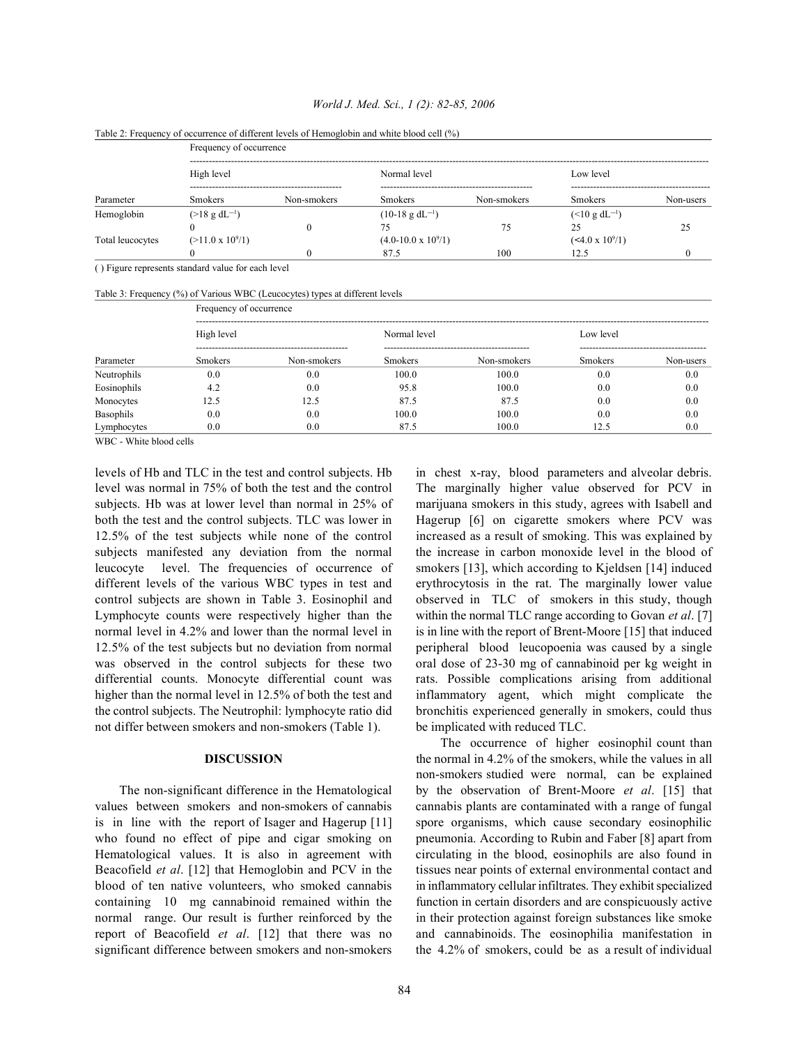Table 2: Frequency of occurrence of different levels of Hemoglobin and white blood cell (%)

| Parameter | Frequency of occurrence | | | | | |
|---|---|---|---|---|---|---|
| | High level | | Normal level | | Low level | |
| | Smokers | Non-smokers | Smokers | Non-smokers | Smokers | Non-users |
| Hemoglobin | (>18 g dL$^{-1}$) | | (10-18 g dL$^{-1}$) | | (<10 g dL$^{-1}$) | |
| | 0 | 0 | 75 | 75 | 25 | 25 |
| Total leucocytes | (>11.0 x 10$^{9}$/1) | | (4.0-10.0 x 10$^{9}$/1) | | (<4.0 x 10$^{9}$/1) | |
| | 0 | 0 | 87.5 | 100 | 12.5 | 0 |

( ) Figure represents standard value for each level

Table 3: Frequency (%) of Various WBC (Leucocytes) types at different levels

| Parameter | Frequency of occurrence | | | | | |
|---|---|---|---|---|---|---|
| | High level | | Normal level | | Low level | |
| | Smokers | Non-smokers | Smokers | Non-smokers | Smokers | Non-users |
| Neutrophils | 0.0 | 0.0 | 100.0 | 100.0 | 0.0 | 0.0 |
| Eosinophils | 4.2 | 0.0 | 95.8 | 100.0 | 0.0 | 0.0 |
| Monocytes | 12.5 | 12.5 | 87.5 | 87.5 | 0.0 | 0.0 |
| Basophils | 0.0 | 0.0 | 100.0 | 100.0 | 0.0 | 0.0 |
| Lymphocytes | 0.0 | 0.0 | 87.5 | 100.0 | 12.5 | 0.0 |

WBC - White blood cells

levels of Hb and TLC in the test and control subjects. Hb level was normal in 75% of both the test and the control subjects. Hb was at lower level than normal in 25% of both the test and the control subjects. TLC was lower in 12.5% of the test subjects while none of the control subjects manifested any deviation from the normal leucocyte level. The frequencies of occurrence of different levels of the various WBC types in test and control subjects are shown in Table 3. Eosinophil and Lymphocyte counts were respectively higher than the normal level in 4.2% and lower than the normal level in 12.5% of the test subjects but no deviation from normal was observed in the control subjects for these two differential counts. Monocyte differential count was higher than the normal level in 12.5% of both the test and the control subjects. The Neutrophil: lymphocyte ratio did not differ between smokers and non-smokers (Table 1).

## DISCUSSION

The non-significant difference in the Hematological values between smokers and non-smokers of cannabis is in line with the report of Isager and Hagerup [11] who found no effect of pipe and cigar smoking on Hematological values. It is also in agreement with Beacofield *et al*. [12] that Hemoglobin and PCV in the blood of ten native volunteers, who smoked cannabis containing 10 mg cannabinoid remained within the normal range. Our result is further reinforced by the report of Beacofield *et al*. [12] that there was no significant difference between smokers and non-smokers in chest x-ray, blood parameters and alveolar debris. The marginally higher value observed for PCV in marijuana smokers in this study, agrees with Isabell and Hagerup [6] on cigarette smokers where PCV was increased as a result of smoking. This was explained by the increase in carbon monoxide level in the blood of smokers [13], which according to Kjeldsen [14] induced erythrocytosis in the rat. The marginally lower value observed in TLC of smokers in this study, though within the normal TLC range according to Govan *et al*. [7] is in line with the report of Brent-Moore [15] that induced peripheral blood leucopoenia was caused by a single oral dose of 23-30 mg of cannabinoid per kg weight in rats. Possible complications arising from additional inflammatory agent, which might complicate the bronchitis experienced generally in smokers, could thus be implicated with reduced TLC.

The occurrence of higher eosinophil count than the normal in 4.2% of the smokers, while the values in all non-smokers studied were normal, can be explained by the observation of Brent-Moore *et al*. [15] that cannabis plants are contaminated with a range of fungal spore organisms, which cause secondary eosinophilic pneumonia. According to Rubin and Faber [8] apart from circulating in the blood, eosinophils are also found in tissues near points of external environmental contact and in inflammatory cellular infiltrates. They exhibit specialized function in certain disorders and are conspicuously active in their protection against foreign substances like smoke and cannabinoids. The eosinophilia manifestation in the 4.2% of smokers, could be as a result of individual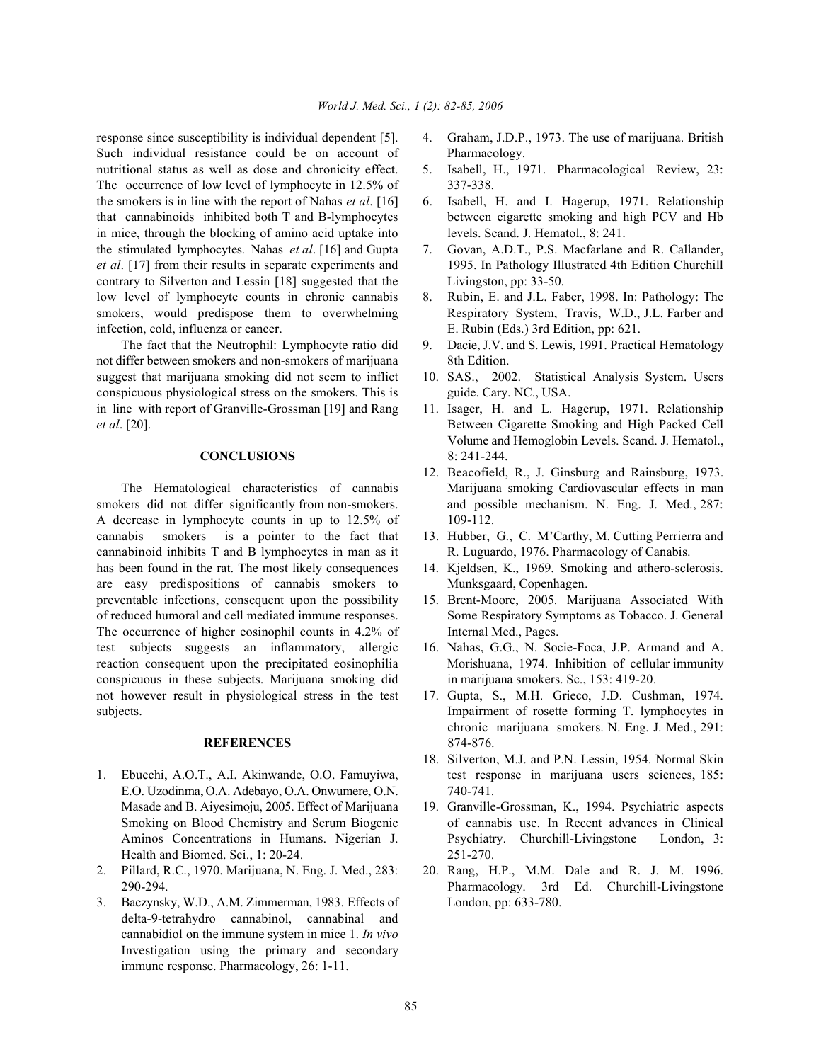response since susceptibility is individual dependent [5]. Such individual resistance could be on account of nutritional status as well as dose and chronicity effect. The occurrence of low level of lymphocyte in 12.5% of the smokers is in line with the report of Nahas *et al*. [16] that cannabinoids inhibited both T and B-lymphocytes in mice, through the blocking of amino acid uptake into the stimulated lymphocytes. Nahas *et al*. [16] and Gupta *et al*. [17] from their results in separate experiments and contrary to Silverton and Lessin [18] suggested that the low level of lymphocyte counts in chronic cannabis smokers, would predispose them to overwhelming infection, cold, influenza or cancer.

The fact that the Neutrophil: Lymphocyte ratio did not differ between smokers and non-smokers of marijuana suggest that marijuana smoking did not seem to inflict conspicuous physiological stress on the smokers. This is in line with report of Granville-Grossman [19] and Rang *et al*. [20].

## CONCLUSIONS

The Hematological characteristics of cannabis smokers did not differ significantly from non-smokers. A decrease in lymphocyte counts in up to 12.5% of cannabis smokers is a pointer to the fact that cannabinoid inhibits T and B lymphocytes in man as it has been found in the rat. The most likely consequences are easy predispositions of cannabis smokers to preventable infections, consequent upon the possibility of reduced humoral and cell mediated immune responses. The occurrence of higher eosinophil counts in 4.2% of test subjects suggests an inflammatory, allergic reaction consequent upon the precipitated eosinophilia conspicuous in these subjects. Marijuana smoking did not however result in physiological stress in the test subjects.

## REFERENCES

1. Ebuechi, A.O.T., A.I. Akinwande, O.O. Famuyiwa, E.O. Uzodinma, O.A. Adebayo, O.A. Onwumere, O.N. Masade and B. Aiyesimoju, 2005. Effect of Marijuana Smoking on Blood Chemistry and Serum Biogenic Aminos Concentrations in Humans. Nigerian J. Health and Biomed. Sci., 1: 20-24.
2. Pillard, R.C., 1970. Marijuana, N. Eng. J. Med., 283: 290-294.
3. Baczynsky, W.D., A.M. Zimmerman, 1983. Effects of delta-9-tetrahydro cannabinol, cannabinal and cannabidiol on the immune system in mice 1. *In vivo* Investigation using the primary and secondary immune response. Pharmacology, 26: 1-11.
4. Graham, J.D.P., 1973. The use of marijuana. British Pharmacology.
5. Isabell, H., 1971. Pharmacological Review, 23: 337-338.
6. Isabell, H. and I. Hagerup, 1971. Relationship between cigarette smoking and high PCV and Hb levels. Scand. J. Hematol., 8: 241.
7. Govan, A.D.T., P.S. Macfarlane and R. Callander, 1995. In Pathology Illustrated 4th Edition Churchill Livingston, pp: 33-50.
8. Rubin, E. and J.L. Faber, 1998. In: Pathology: The Respiratory System, Travis, W.D., J.L. Farber and E. Rubin (Eds.) 3rd Edition, pp: 621.
9. Dacie, J.V. and S. Lewis, 1991. Practical Hematology 8th Edition.
10. SAS., 2002. Statistical Analysis System. Users guide. Cary. NC., USA.
11. Isager, H. and L. Hagerup, 1971. Relationship Between Cigarette Smoking and High Packed Cell Volume and Hemoglobin Levels. Scand. J. Hematol., 8: 241-244.
12. Beacofield, R., J. Ginsburg and Rainsburg, 1973. Marijuana smoking Cardiovascular effects in man and possible mechanism. N. Eng. J. Med., 287: 109-112.
13. Hubber, G., C. M'Carthy, M. Cutting Perrierra and R. Luguardo, 1976. Pharmacology of Canabis.
14. Kjeldsen, K., 1969. Smoking and athero-sclerosis. Munksgaard, Copenhagen.
15. Brent-Moore, 2005. Marijuana Associated With Some Respiratory Symptoms as Tobacco. J. General Internal Med., Pages.
16. Nahas, G.G., N. Socie-Foca, J.P. Armand and A. Morishuana, 1974. Inhibition of cellular immunity in marijuana smokers. Sc., 153: 419-20.
17. Gupta, S., M.H. Grieco, J.D. Cushman, 1974. Impairment of rosette forming T. lymphocytes in chronic marijuana smokers. N. Eng. J. Med., 291: 874-876.
18. Silverton, M.J. and P.N. Lessin, 1954. Normal Skin test response in marijuana users sciences, 185: 740-741.
19. Granville-Grossman, K., 1994. Psychiatric aspects of cannabis use. In Recent advances in Clinical Psychiatry. Churchill-Livingstone London, 3: 251-270.
20. Rang, H.P., M.M. Dale and R. J. M. 1996. Pharmacology. 3rd Ed. Churchill-Livingstone London, pp: 633-780.